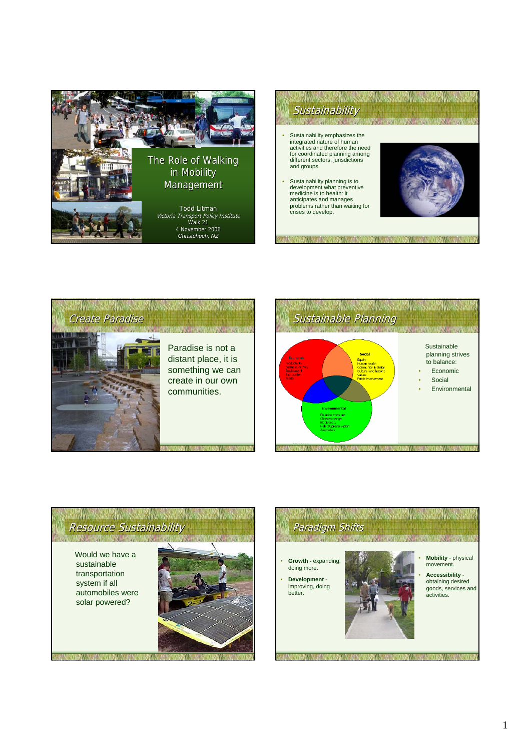# The Role of Walking in Mobility Management

Todd Litman
*Victoria Transport Policy Institute*
Walk 21
4 November 2006
*Christchuch, NZ*

## Sustainability

- Sustainability emphasizes the integrated nature of human activities and therefore the need for coordinated planning among different sectors, jurisdictions and groups.
- Sustainability planning is to development what preventive medicine is to health: it anticipates and manages problems rather than waiting for crises to develop.

## Create Paradise

Paradise is not a distant place, it is something we can create in our own communities.

## Sustainable Planning

Economic
Productivity
Business activity
Employment
Tax burden
Trade

Social
Equity
Human health
Community livability
Cultural and historic values
Public involvement

Environmental
Pollution emissions
Climate change
Biodiversity
Habitat preservation
Aesthetics

Sustainable planning strives to balance:

- Economic
- Social
- Environmental

## Resource Sustainability

Would we have a sustainable transportation system if all automobiles were solar powered?

## Paradigm Shifts

- **Growth -** expanding, doing more.
- **Development -** improving, doing better.
- **Mobility -** physical movement.
- **Accessibility -** obtaining desired goods, services and activities.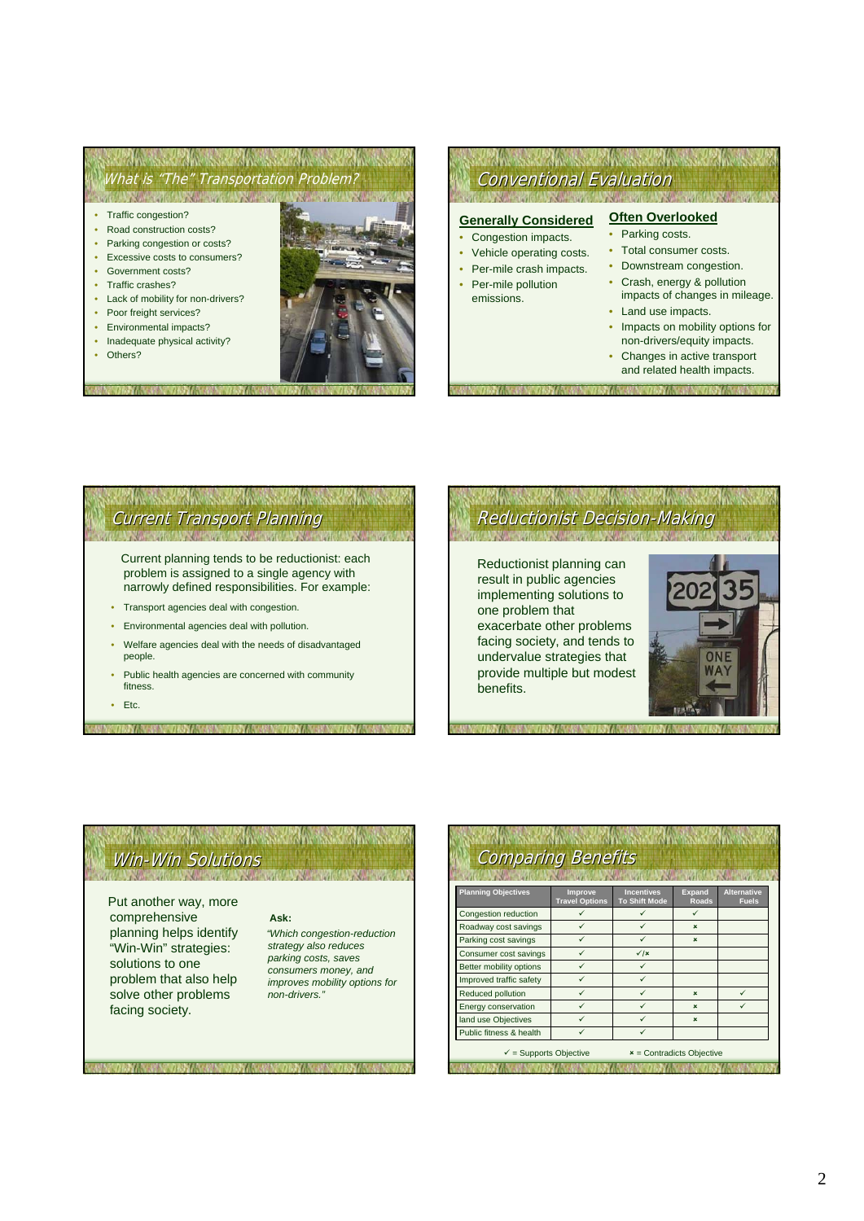## What is "The" Transportation Problem?

- Traffic congestion?
- Road construction costs?
- Parking congestion or costs?
- Excessive costs to consumers?
- Government costs?
- Traffic crashes?
- Lack of mobility for non-drivers?
- Poor freight services?
- Environmental impacts?
- Inadequate physical activity?
- Others?

## Conventional Evaluation

**Generally Considered**

- Congestion impacts.
- Vehicle operating costs.
- Per-mile crash impacts.
- Per-mile pollution emissions.

**Often Overlooked**

- Parking costs.
- Total consumer costs.
- Downstream congestion.
- Crash, energy & pollution impacts of changes in mileage.
- Land use impacts.
- Impacts on mobility options for non-drivers/equity impacts.
- Changes in active transport and related health impacts.

## Current Transport Planning

Current planning tends to be reductionist: each problem is assigned to a single agency with narrowly defined responsibilities. For example:

- Transport agencies deal with congestion.
- Environmental agencies deal with pollution.
- Welfare agencies deal with the needs of disadvantaged people.
- Public health agencies are concerned with community fitness.
- Etc.

## Reductionist Decision-Making

Reductionist planning can result in public agencies implementing solutions to one problem that exacerbate other problems facing society, and tends to undervalue strategies that provide multiple but modest benefits.

## Win-Win Solutions

Put another way, more comprehensive planning helps identify "Win-Win" strategies: solutions to one problem that also help solve other problems facing society.

**Ask:**

*"Which congestion-reduction strategy also reduces parking costs, saves consumers money, and improves mobility options for non-drivers."*

## Comparing Benefits

| Planning Objectives | Improve Travel Options | Incentives To Shift Mode | Expand Roads | Alternative Fuels |
|---|---|---|---|---|
| Congestion reduction | ✓ | ✓ | ✓ | |
| Roadway cost savings | ✓ | ✓ | × | |
| Parking cost savings | ✓ | ✓ | × | |
| Consumer cost savings | ✓ | ✓/× | | |
| Better mobility options | ✓ | ✓ | | |
| Improved traffic safety | ✓ | ✓ | | |
| Reduced pollution | ✓ | ✓ | × | ✓ |
| Energy conservation | ✓ | ✓ | × | ✓ |
| land use Objectives | ✓ | ✓ | × | |
| Public fitness & health | ✓ | ✓ | | |

✓ = Supports Objective × = Contradicts Objective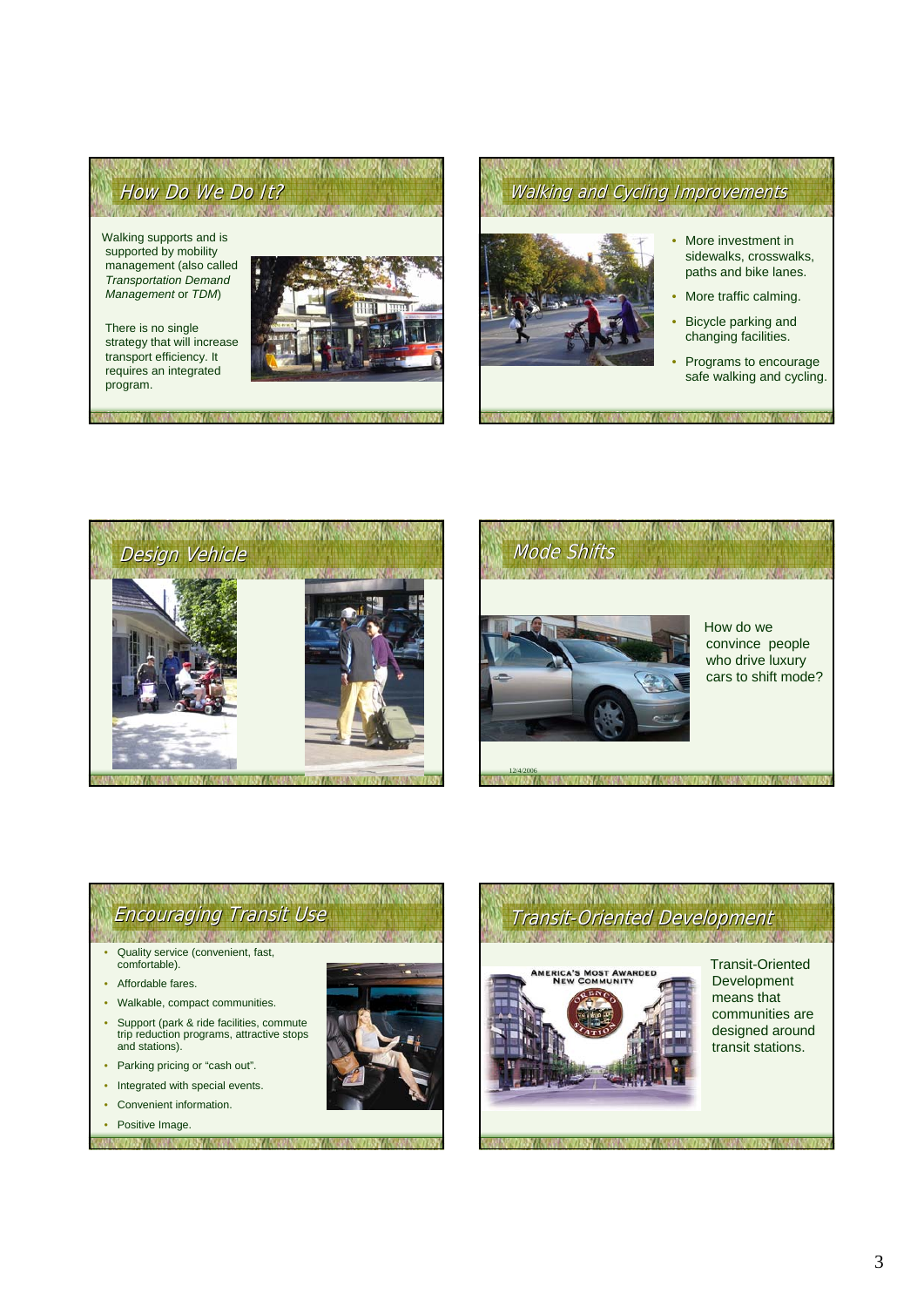## How Do We Do It?

Walking supports and is supported by mobility management (also called *Transportation Demand Management* or *TDM*)

There is no single strategy that will increase transport efficiency. It requires an integrated program.

## Walking and Cycling Improvements

- More investment in sidewalks, crosswalks, paths and bike lanes.
- More traffic calming.
- Bicycle parking and changing facilities.
- Programs to encourage safe walking and cycling.

## Design Vehicle

## Mode Shifts

How do we convince people who drive luxury cars to shift mode?

12/4/2006

## Encouraging Transit Use

- Quality service (convenient, fast, comfortable).
- Affordable fares.
- Walkable, compact communities.
- Support (park & ride facilities, commute trip reduction programs, attractive stops and stations).
- Parking pricing or "cash out".
- Integrated with special events.
- Convenient information.
- Positive Image.

## Transit-Oriented Development

America's Most Awarded New Community

Orenco Station

Transit-Oriented Development means that communities are designed around transit stations.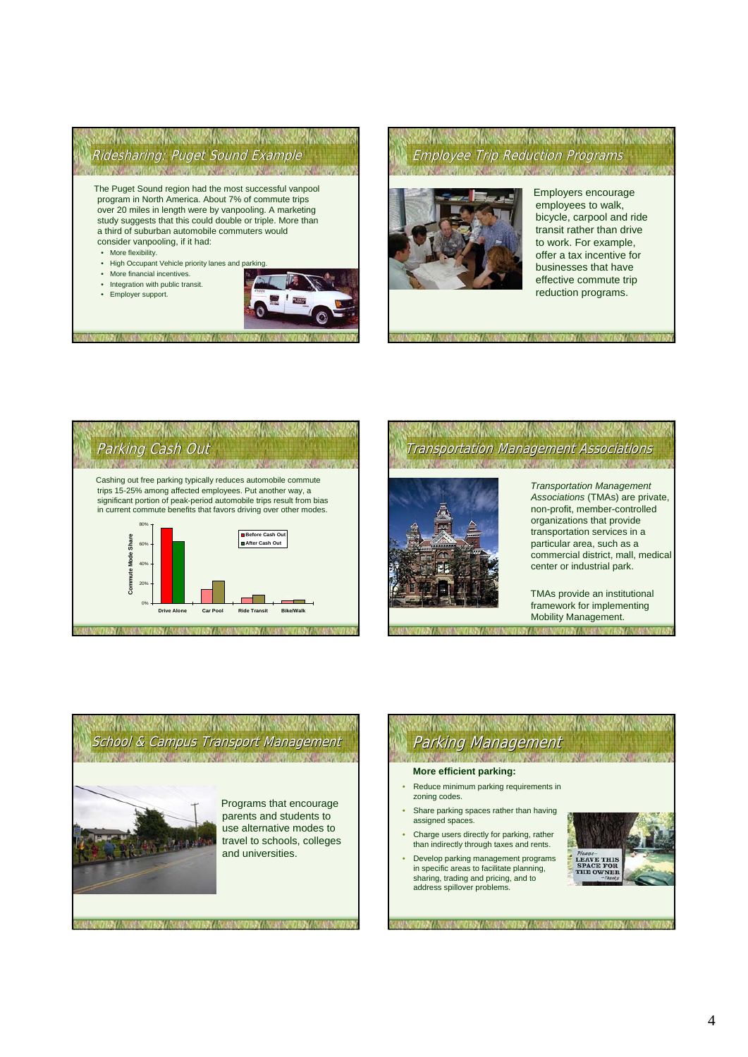## Ridesharing: Puget Sound Example

The Puget Sound region had the most successful vanpool program in North America. About 7% of commute trips over 20 miles in length were by vanpooling. A marketing study suggests that this could double or triple. More than a third of suburban automobile commuters would consider vanpooling, if it had:

- More flexibility.
- High Occupant Vehicle priority lanes and parking.
- More financial incentives.
- Integration with public transit.
- Employer support.

## Employee Trip Reduction Programs

Employers encourage employees to walk, bicycle, carpool and ride transit rather than drive to work. For example, offer a tax incentive for businesses that have effective commute trip reduction programs.

## Parking Cash Out

Cashing out free parking typically reduces automobile commute trips 15-25% among affected employees. Put another way, a significant portion of peak-period automobile trips result from bias in current commute benefits that favors driving over other modes.

Commute Mode Share

80%
60%
40%
20%
0%

Drive Alone
Car Pool
Ride Transit
Bike/Walk

Before Cash Out
After Cash Out

## Transportation Management Associations

*Transportation Management Associations* (TMAs) are private, non-profit, member-controlled organizations that provide transportation services in a particular area, such as a commercial district, mall, medical center or industrial park.

TMAs provide an institutional framework for implementing Mobility Management.

## School & Campus Transport Management

Programs that encourage parents and students to use alternative modes to travel to schools, colleges and universities.

## Parking Management

**More efficient parking:**

- Reduce minimum parking requirements in zoning codes.
- Share parking spaces rather than having assigned spaces.
- Charge users directly for parking, rather than indirectly through taxes and rents.
- Develop parking management programs in specific areas to facilitate planning, sharing, trading and pricing, and to address spillover problems.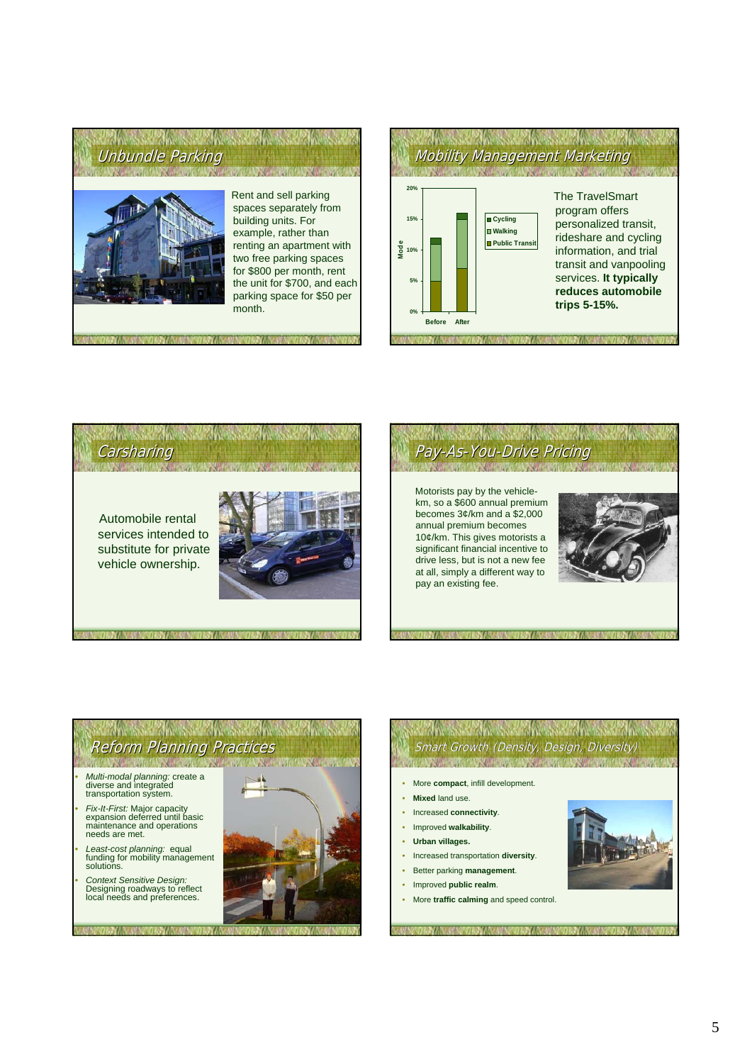## Unbundle Parking

Rent and sell parking spaces separately from building units. For example, rather than renting an apartment with two free parking spaces for $800 per month, rent the unit for $700, and each parking space for $50 per month.

## Mobility Management Marketing

20%
15%
10%
5%
0%
Mode
Before
After
Cycling
Walking
Public Transit

The TravelSmart program offers personalized transit, rideshare and cycling information, and trial transit and vanpooling services. **It typically reduces automobile trips 5-15%.**

## Carsharing

Automobile rental services intended to substitute for private vehicle ownership.

## Pay-As-You-Drive Pricing

Motorists pay by the vehicle-km, so a $600 annual premium becomes 3¢/km and a $2,000 annual premium becomes 10¢/km. This gives motorists a significant financial incentive to drive less, but is not a new fee at all, simply a different way to pay an existing fee.

## Reform Planning Practices

- *Multi-modal planning:* create a diverse and integrated transportation system.
- *Fix-It-First:* Major capacity expansion deferred until basic maintenance and operations needs are met.
- *Least-cost planning:* equal funding for mobility management solutions.
- *Context Sensitive Design:* Designing roadways to reflect local needs and preferences.

## Smart Growth (Density, Design, Diversity)

- More **compact**, infill development.
- **Mixed** land use.
- Increased **connectivity**.
- Improved **walkability**.
- **Urban villages.**
- Increased transportation **diversity**.
- Better parking **management**.
- Improved **public realm**.
- More **traffic calming** and speed control.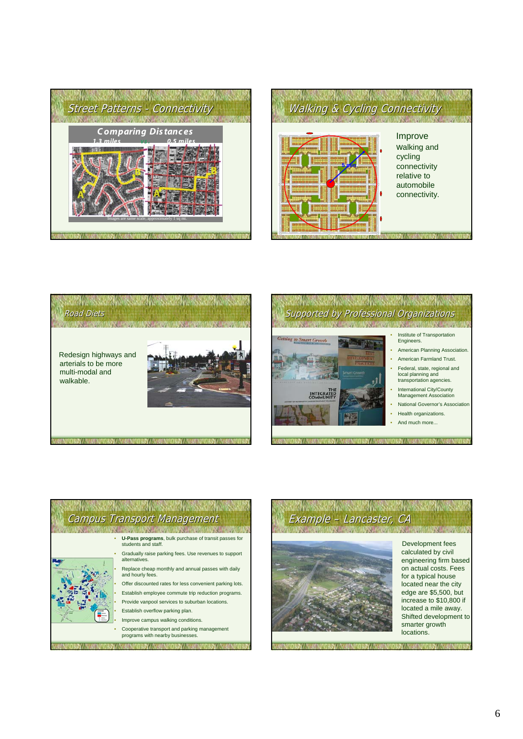## Street Patterns - Connectivity

Comparing Distances

1.3 miles vs. 0.5 miles

Images are same scale, approximately 1 sq mi.

## Walking & Cycling Connectivity

Improve walking and cycling connectivity relative to automobile connectivity.

## Road Diets

Redesign highways and arterials to be more multi-modal and walkable.

## Supported by Professional Organizations

- Institute of Transportation Engineers.
- American Planning Association.
- American Farmland Trust.
- Federal, state, regional and local planning and transportation agencies.
- International City/County Management Association
- National Governor's Association
- Health organizations.
- And much more...

## Campus Transport Management

- **U-Pass programs**, bulk purchase of transit passes for students and staff.
- Gradually raise parking fees. Use revenues to support alternatives.
- Replace cheap monthly and annual passes with daily and hourly fees.
- Offer discounted rates for less convenient parking lots.
- Establish employee commute trip reduction programs.
- Provide vanpool services to suburban locations.
- Establish overflow parking plan.
- Improve campus walking conditions.
- Cooperative transport and parking management programs with nearby businesses.

## Example – Lancaster, CA

Development fees calculated by civil engineering firm based on actual costs. Fees for a typical house located near the city edge are $5,500, but increase to $10,800 if located a mile away. Shifted development to smarter growth locations.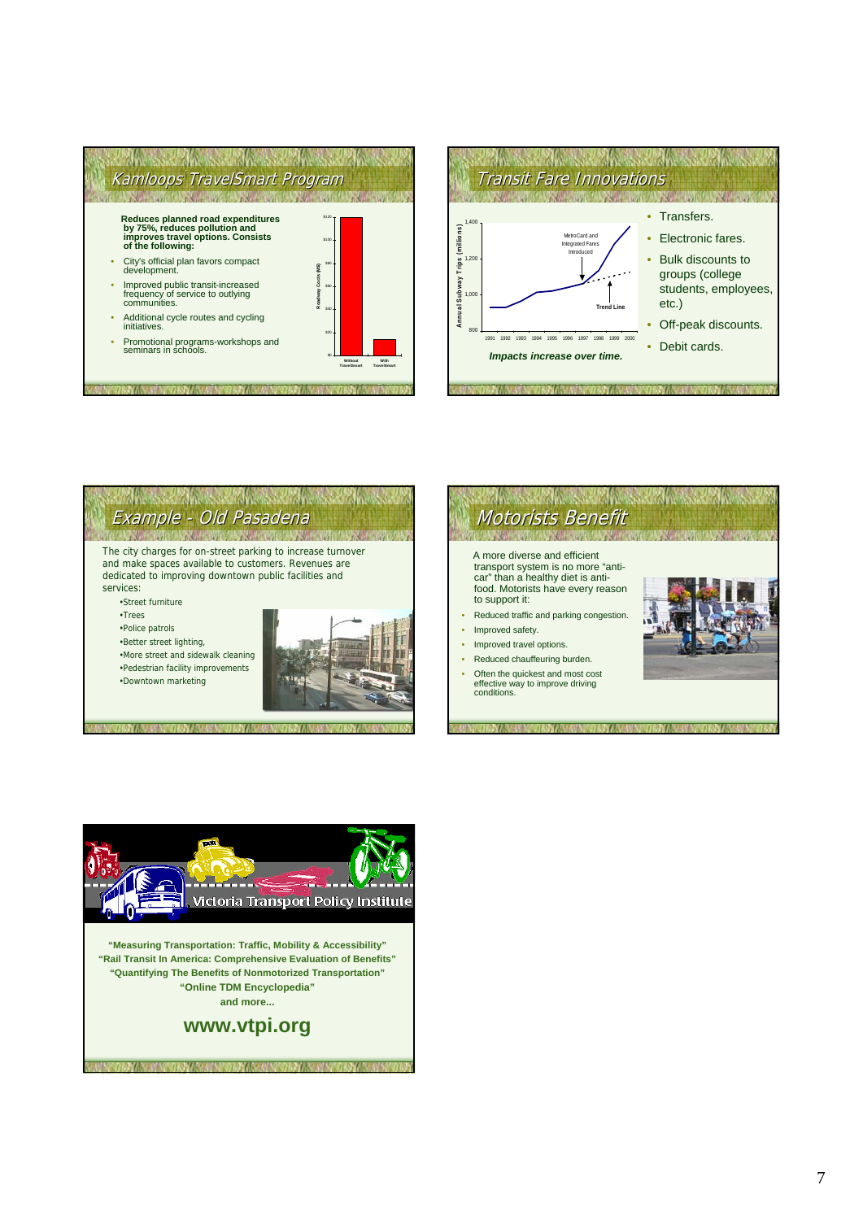## Kamloops TravelSmart Program

**Reduces planned road expenditures by 75%, reduces pollution and improves travel options. Consists of the following:**

- City's official plan favors compact development.
- Improved public transit-increased frequency of service to outlying communities.
- Additional cycle routes and cycling initiatives.
- Promotional programs-workshops and seminars in schools.

Roadway Costs (M$)

$120
$100
$80
$60
$40
$20
$0

Without TravelSmart
With TravelSmart

## Transit Fare Innovations

Annual Subway Trips (millions)

1,400
1,200
1,000
800

1991 1992 1993 1994 1995 1996 1997 1998 1999 2000

MetroCard and Integrated Fares Introduced

Trend Line

*Impacts increase over time.*

- Transfers.
- Electronic fares.
- Bulk discounts to groups (college students, employees, etc.)
- Off-peak discounts.
- Debit cards.

## Example - Old Pasadena

The city charges for on-street parking to increase turnover and make spaces available to customers. Revenues are dedicated to improving downtown public facilities and services:

- Street furniture
- Trees
- Police patrols
- Better street lighting,
- More street and sidewalk cleaning
- Pedestrian facility improvements
- Downtown marketing

## Motorists Benefit

A more diverse and efficient transport system is no more "anti-car" than a healthy diet is anti-food. Motorists have every reason to support it:

- Reduced traffic and parking congestion.
- Improved safety.
- Improved travel options.
- Reduced chauffeuring burden.
- Often the quickest and most cost effective way to improve driving conditions.

## Victoria Transport Policy Institute

**"Measuring Transportation: Traffic, Mobility & Accessibility"**
**"Rail Transit In America: Comprehensive Evaluation of Benefits"**
**"Quantifying The Benefits of Nonmotorized Transportation"**
**"Online TDM Encyclopedia"**
**and more...**

**www.vtpi.org**